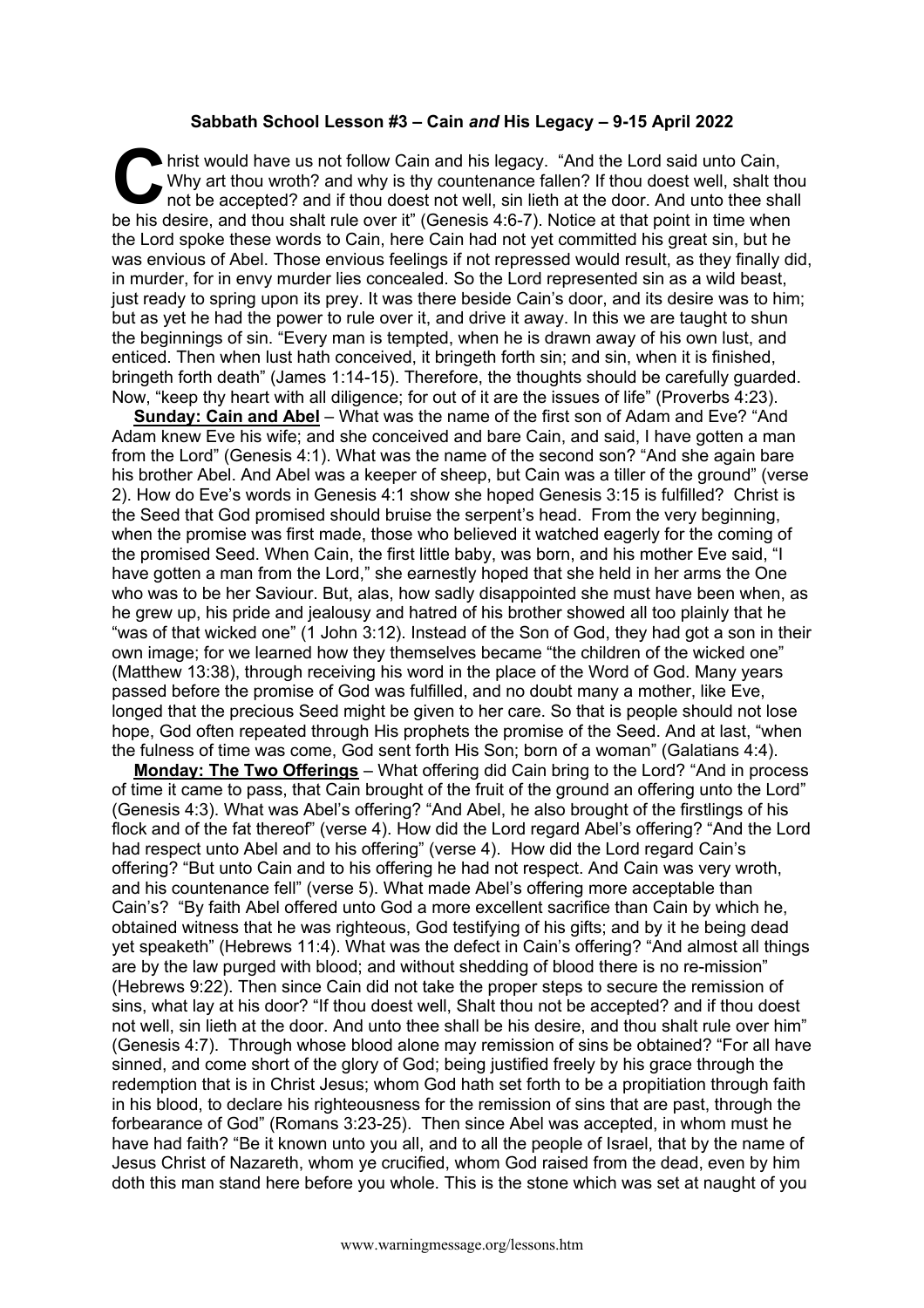**Sabbath School Lesson #3 – Cain *and* His Legacy – 9-15 April 2022**

Christ would have us not follow Cain and his legacy. "And the Lord said unto Cain, Why art thou wroth? and why is thy countenance fallen? If thou doest well, shalt thou not be accepted? and if thou doest not well, sin lieth at the door. And unto thee shall be his desire, and thou shalt rule over it" (Genesis 4:6-7). Notice at that point in time when the Lord spoke these words to Cain, here Cain had not yet committed his great sin, but he was envious of Abel. Those envious feelings if not repressed would result, as they finally did, in murder, for in envy murder lies concealed. So the Lord represented sin as a wild beast, just ready to spring upon its prey. It was there beside Cain's door, and its desire was to him; but as yet he had the power to rule over it, and drive it away. In this we are taught to shun the beginnings of sin. "Every man is tempted, when he is drawn away of his own lust, and enticed. Then when lust hath conceived, it bringeth forth sin; and sin, when it is finished, bringeth forth death" (James 1:14-15). Therefore, the thoughts should be carefully guarded. Now, "keep thy heart with all diligence; for out of it are the issues of life" (Proverbs 4:23).

**Sunday: Cain and Abel** – What was the name of the first son of Adam and Eve? "And Adam knew Eve his wife; and she conceived and bare Cain, and said, I have gotten a man from the Lord" (Genesis 4:1). What was the name of the second son? "And she again bare his brother Abel. And Abel was a keeper of sheep, but Cain was a tiller of the ground" (verse 2). How do Eve's words in Genesis 4:1 show she hoped Genesis 3:15 is fulfilled? Christ is the Seed that God promised should bruise the serpent's head. From the very beginning, when the promise was first made, those who believed it watched eagerly for the coming of the promised Seed. When Cain, the first little baby, was born, and his mother Eve said, "I have gotten a man from the Lord," she earnestly hoped that she held in her arms the One who was to be her Saviour. But, alas, how sadly disappointed she must have been when, as he grew up, his pride and jealousy and hatred of his brother showed all too plainly that he "was of that wicked one" (1 John 3:12). Instead of the Son of God, they had got a son in their own image; for we learned how they themselves became "the children of the wicked one" (Matthew 13:38), through receiving his word in the place of the Word of God. Many years passed before the promise of God was fulfilled, and no doubt many a mother, like Eve, longed that the precious Seed might be given to her care. So that is people should not lose hope, God often repeated through His prophets the promise of the Seed. And at last, "when the fulness of time was come, God sent forth His Son; born of a woman" (Galatians 4:4).

**Monday: The Two Offerings** – What offering did Cain bring to the Lord? "And in process of time it came to pass, that Cain brought of the fruit of the ground an offering unto the Lord" (Genesis 4:3). What was Abel's offering? "And Abel, he also brought of the firstlings of his flock and of the fat thereof" (verse 4). How did the Lord regard Abel's offering? "And the Lord had respect unto Abel and to his offering" (verse 4). How did the Lord regard Cain's offering? "But unto Cain and to his offering he had not respect. And Cain was very wroth, and his countenance fell" (verse 5). What made Abel's offering more acceptable than Cain's? "By faith Abel offered unto God a more excellent sacrifice than Cain by which he, obtained witness that he was righteous, God testifying of his gifts; and by it he being dead yet speaketh" (Hebrews 11:4). What was the defect in Cain's offering? "And almost all things are by the law purged with blood; and without shedding of blood there is no re-mission" (Hebrews 9:22). Then since Cain did not take the proper steps to secure the remission of sins, what lay at his door? "If thou doest well, Shalt thou not be accepted? and if thou doest not well, sin lieth at the door. And unto thee shall be his desire, and thou shalt rule over him" (Genesis 4:7). Through whose blood alone may remission of sins be obtained? "For all have sinned, and come short of the glory of God; being justified freely by his grace through the redemption that is in Christ Jesus; whom God hath set forth to be a propitiation through faith in his blood, to declare his righteousness for the remission of sins that are past, through the forbearance of God" (Romans 3:23-25). Then since Abel was accepted, in whom must he have had faith? "Be it known unto you all, and to all the people of Israel, that by the name of Jesus Christ of Nazareth, whom ye crucified, whom God raised from the dead, even by him doth this man stand here before you whole. This is the stone which was set at naught of you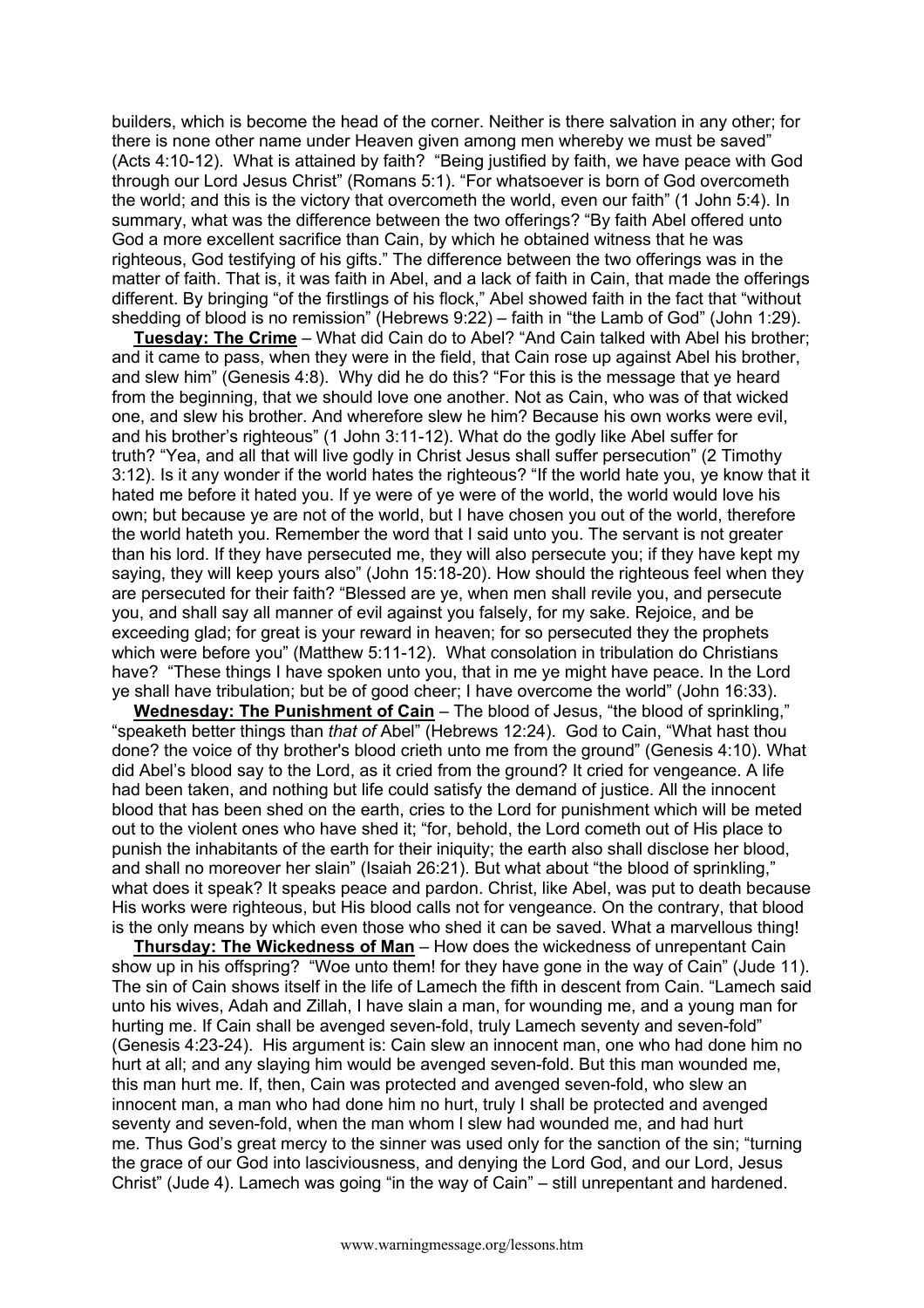builders, which is become the head of the corner. Neither is there salvation in any other; for there is none other name under Heaven given among men whereby we must be saved" (Acts 4:10-12). What is attained by faith? "Being justified by faith, we have peace with God through our Lord Jesus Christ" (Romans 5:1). "For whatsoever is born of God overcometh the world; and this is the victory that overcometh the world, even our faith" (1 John 5:4). In summary, what was the difference between the two offerings? "By faith Abel offered unto God a more excellent sacrifice than Cain, by which he obtained witness that he was righteous, God testifying of his gifts." The difference between the two offerings was in the matter of faith. That is, it was faith in Abel, and a lack of faith in Cain, that made the offerings different. By bringing "of the firstlings of his flock," Abel showed faith in the fact that "without shedding of blood is no remission" (Hebrews 9:22) – faith in "the Lamb of God" (John 1:29).

**Tuesday: The Crime** – What did Cain do to Abel? "And Cain talked with Abel his brother; and it came to pass, when they were in the field, that Cain rose up against Abel his brother, and slew him" (Genesis 4:8). Why did he do this? "For this is the message that ye heard from the beginning, that we should love one another. Not as Cain, who was of that wicked one, and slew his brother. And wherefore slew he him? Because his own works were evil, and his brother's righteous" (1 John 3:11-12). What do the godly like Abel suffer for truth? "Yea, and all that will live godly in Christ Jesus shall suffer persecution" (2 Timothy 3:12). Is it any wonder if the world hates the righteous? "If the world hate you, ye know that it hated me before it hated you. If ye were of the world, the world would love his own; but because ye are not of the world, but I have chosen you out of the world, therefore the world hateth you. Remember the word that I said unto you. The servant is not greater than his lord. If they have persecuted me, they will also persecute you; if they have kept my saying, they will keep yours also" (John 15:18-20). How should the righteous feel when they are persecuted for their faith? "Blessed are ye, when men shall revile you, and persecute you, and shall say all manner of evil against you falsely, for my sake. Rejoice, and be exceeding glad; for great is your reward in heaven; for so persecuted they the prophets which were before you" (Matthew 5:11-12). What consolation in tribulation do Christians have? "These things I have spoken unto you, that in me ye might have peace. In the Lord ye shall have tribulation; but be of good cheer; I have overcome the world" (John 16:33).

**Wednesday: The Punishment of Cain** – The blood of Jesus, "the blood of sprinkling," "speaketh better things than *that of* Abel" (Hebrews 12:24). God to Cain, "What hast thou done? the voice of thy brother's blood crieth unto me from the ground" (Genesis 4:10). What did Abel's blood say to the Lord, as it cried from the ground? It cried for vengeance. A life had been taken, and nothing but life could satisfy the demand of justice. All the innocent blood that has been shed on the earth, cries to the Lord for punishment which will be meted out to the violent ones who have shed it; "for, behold, the Lord cometh out of His place to punish the inhabitants of the earth for their iniquity; the earth also shall disclose her blood, and shall no moreover her slain" (Isaiah 26:21). But what about "the blood of sprinkling," what does it speak? It speaks peace and pardon. Christ, like Abel, was put to death because His works were righteous, but His blood calls not for vengeance. On the contrary, that blood is the only means by which even those who shed it can be saved. What a marvellous thing!

**Thursday: The Wickedness of Man** – How does the wickedness of unrepentant Cain show up in his offspring? "Woe unto them! for they have gone in the way of Cain" (Jude 11). The sin of Cain shows itself in the life of Lamech the fifth in descent from Cain. "Lamech said unto his wives, Adah and Zillah, I have slain a man, for wounding me, and a young man for hurting me. If Cain shall be avenged seven-fold, truly Lamech seventy and seven-fold" (Genesis 4:23-24). His argument is: Cain slew an innocent man, one who had done him no hurt at all; and any slaying him would be avenged seven-fold. But this man wounded me, this man hurt me. If, then, Cain was protected and avenged seven-fold, who slew an innocent man, a man who had done him no hurt, truly I shall be protected and avenged seventy and seven-fold, when the man whom I slew had wounded me, and had hurt me. Thus God's great mercy to the sinner was used only for the sanction of the sin; "turning the grace of our God into lasciviousness, and denying the Lord God, and our Lord, Jesus Christ" (Jude 4). Lamech was going "in the way of Cain" – still unrepentant and hardened.